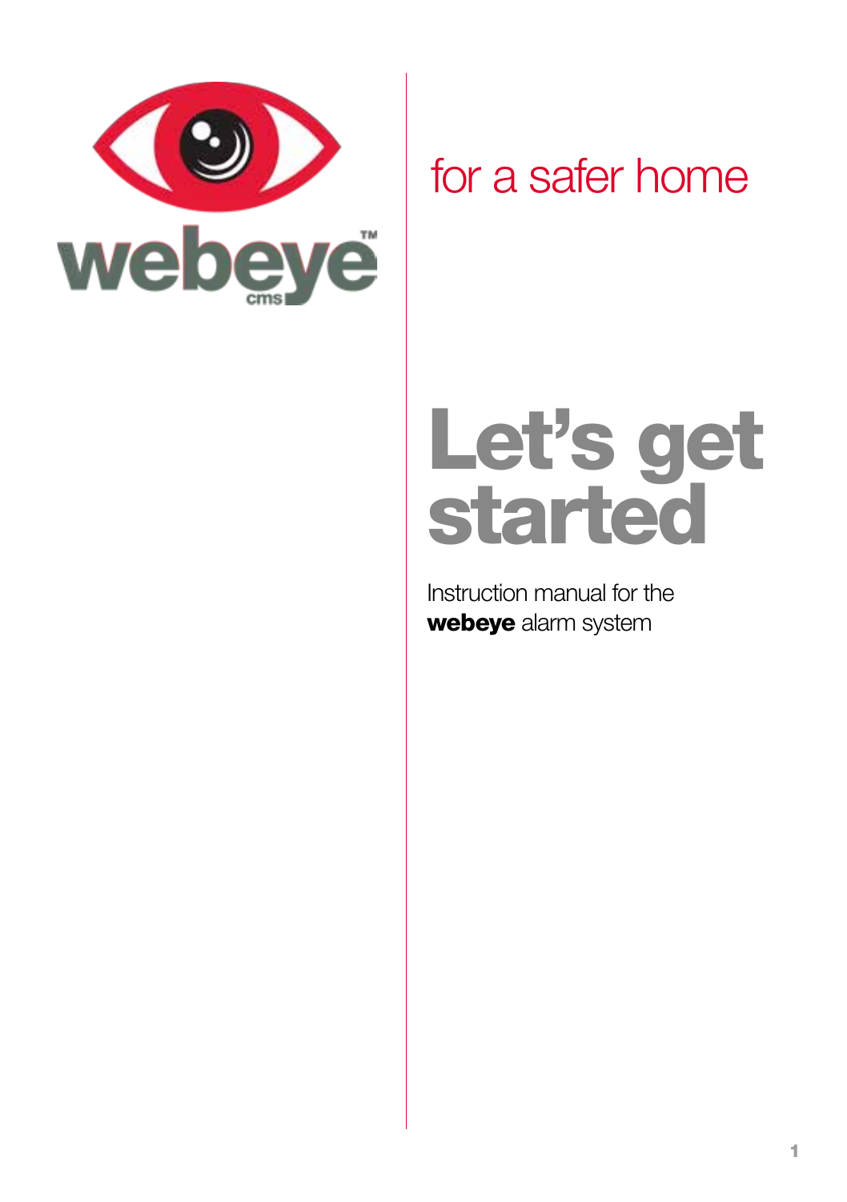webeye™ cms

for a safer home

# Let's get started

Instruction manual for the **webeye** alarm system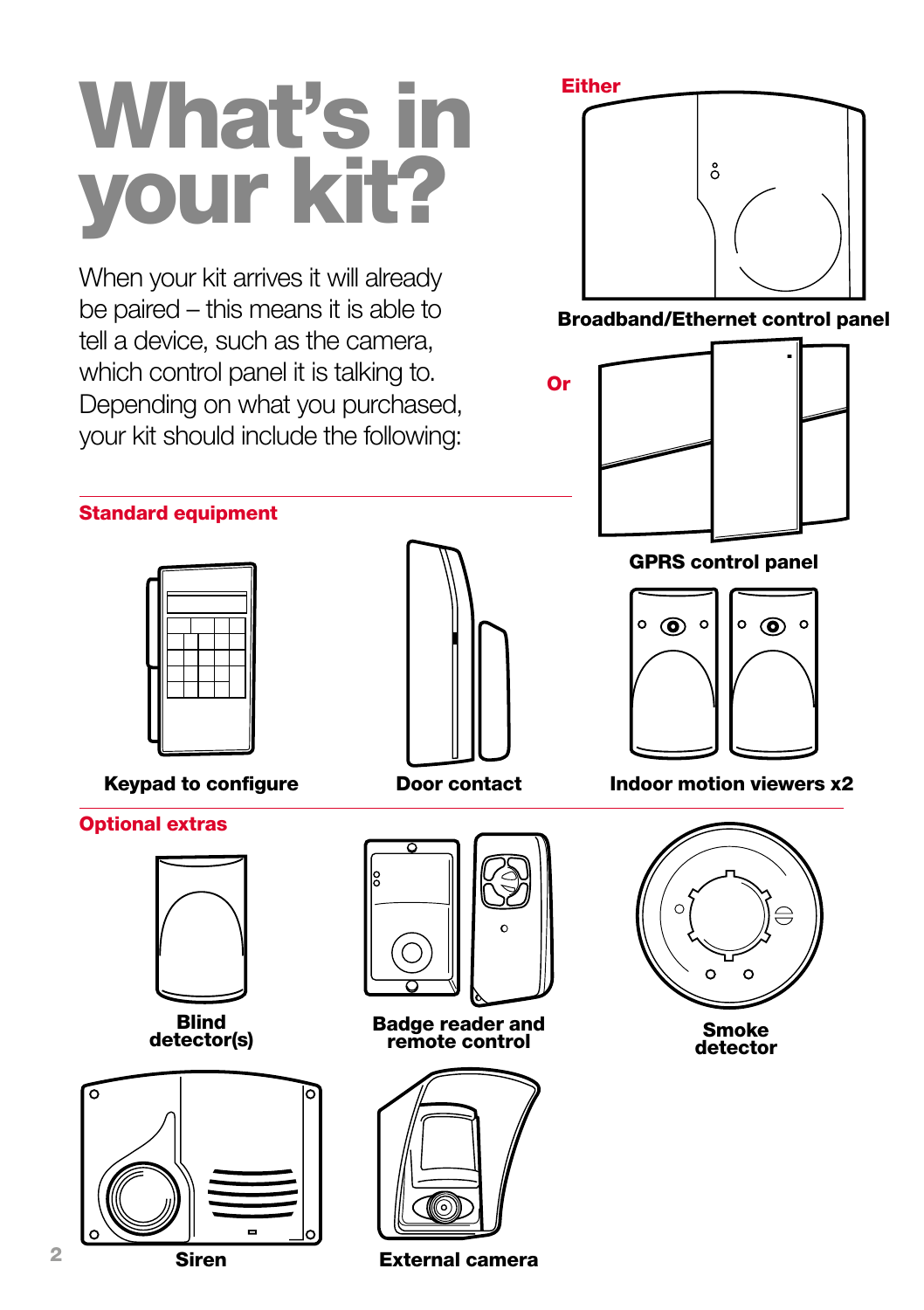# What's in your kit?

When your kit arrives it will already be paired – this means it is able to tell a device, such as the camera, which control panel it is talking to. Depending on what you purchased, your kit should include the following:

Either

**Broadband/Ethernet control panel**

Or

**GPRS control panel**

## Standard equipment

**Keypad to configure**

**Door contact**

**Indoor motion viewers x2**

## Optional extras

**Blind detector(s)**

**Badge reader and remote control**

**Smoke detector**

**Siren**

**External camera**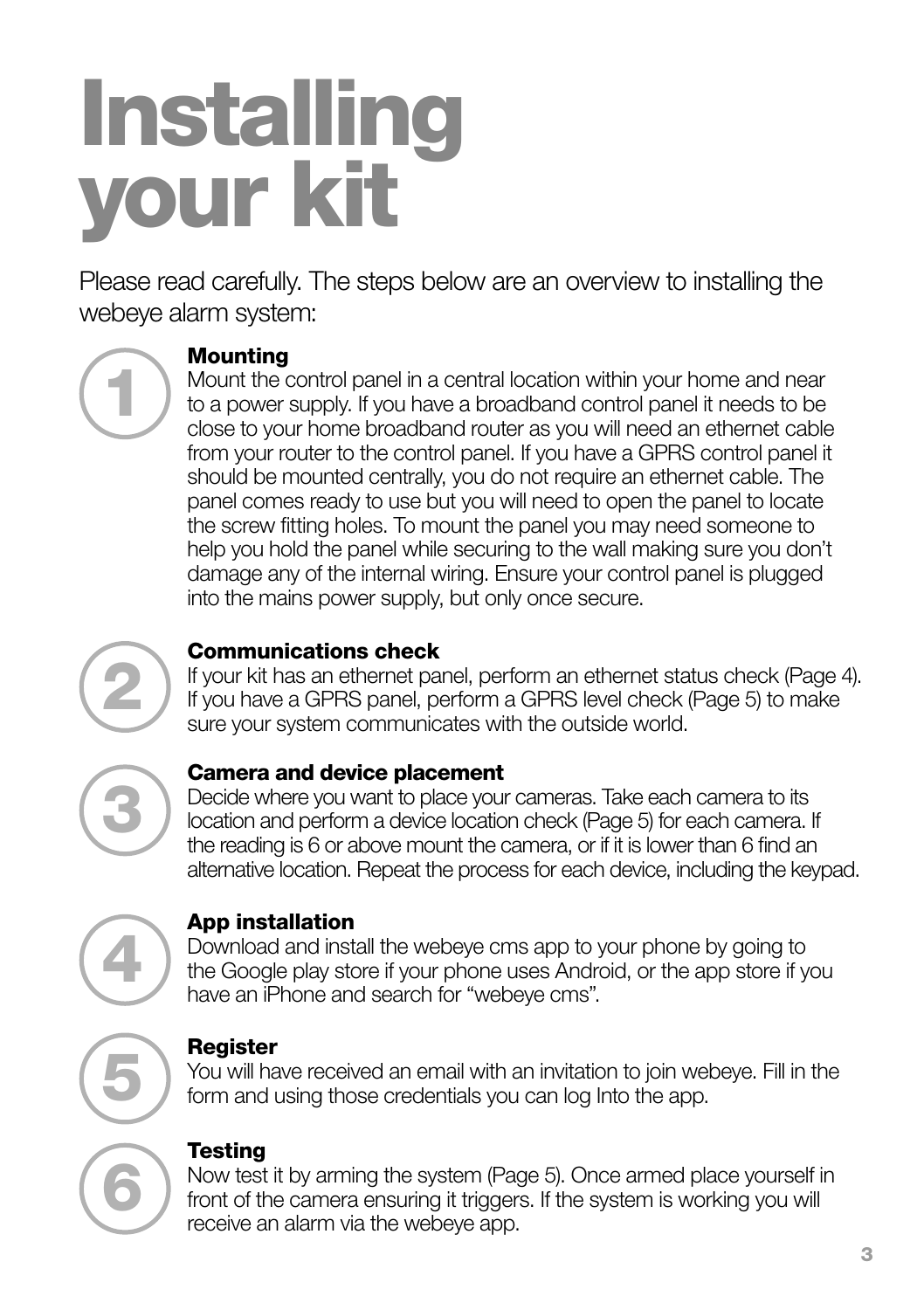# Installing your kit

Please read carefully. The steps below are an overview to installing the webeye alarm system:

1. **Mounting**
   Mount the control panel in a central location within your home and near to a power supply. If you have a broadband control panel it needs to be close to your home broadband router as you will need an ethernet cable from your router to the control panel. If you have a GPRS control panel it should be mounted centrally, you do not require an ethernet cable. The panel comes ready to use but you will need to open the panel to locate the screw fitting holes. To mount the panel you may need someone to help you hold the panel while securing to the wall making sure you don't damage any of the internal wiring. Ensure your control panel is plugged into the mains power supply, but only once secure.

2. **Communications check**
   If your kit has an ethernet panel, perform an ethernet status check (Page 4). If you have a GPRS panel, perform a GPRS level check (Page 5) to make sure your system communicates with the outside world.

3. **Camera and device placement**
   Decide where you want to place your cameras. Take each camera to its location and perform a device location check (Page 5) for each camera. If the reading is 6 or above mount the camera, or if it is lower than 6 find an alternative location. Repeat the process for each device, including the keypad.

4. **App installation**
   Download and install the webeye cms app to your phone by going to the Google play store if your phone uses Android, or the app store if you have an iPhone and search for "webeye cms".

5. **Register**
   You will have received an email with an invitation to join webeye. Fill in the form and using those credentials you can log Into the app.

6. **Testing**
   Now test it by arming the system (Page 5). Once armed place yourself in front of the camera ensuring it triggers. If the system is working you will receive an alarm via the webeye app.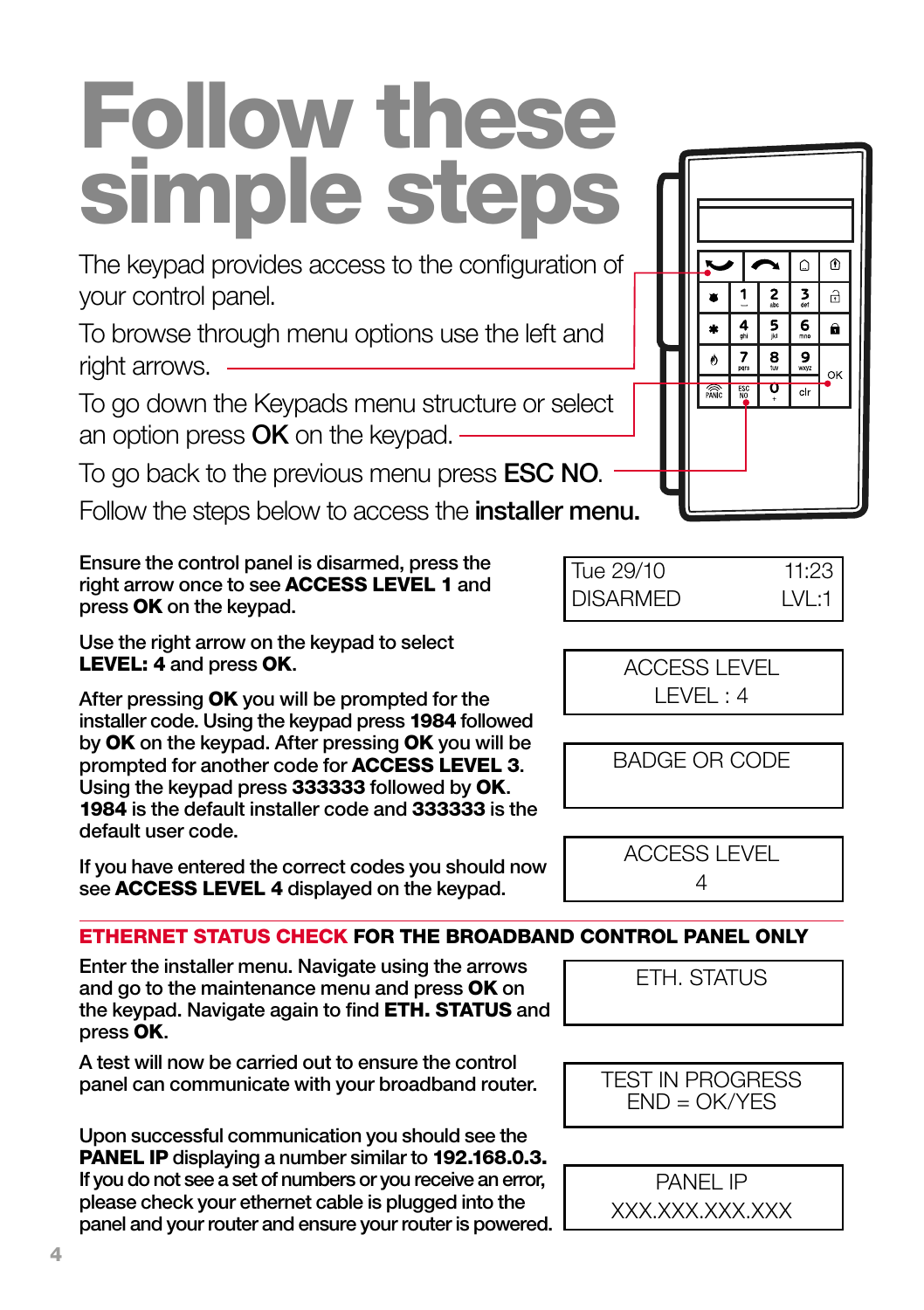# Follow these simple steps

The keypad provides access to the configuration of your control panel.

To browse through menu options use the left and right arrows.

To go down the Keypads menu structure or select an option press **OK** on the keypad.

To go back to the previous menu press **ESC NO**.

Follow the steps below to access the **installer menu.**

Ensure the control panel is disarmed, press the right arrow once to see **ACCESS LEVEL 1** and press **OK** on the keypad.

```
Tue 29/10        11:23
DISARMED         LVL:1
```

Use the right arrow on the keypad to select **LEVEL: 4** and press **OK**.

```
ACCESS LEVEL
LEVEL : 4
```

After pressing **OK** you will be prompted for the installer code. Using the keypad press **1984** followed by **OK** on the keypad. After pressing **OK** you will be prompted for another code for **ACCESS LEVEL 3**. Using the keypad press **333333** followed by **OK**. **1984** is the default installer code and **333333** is the default user code.

```
BADGE OR CODE
```

If you have entered the correct codes you should now see **ACCESS LEVEL 4** displayed on the keypad.

```
ACCESS LEVEL
4
```

## ETHERNET STATUS CHECK FOR THE BROADBAND CONTROL PANEL ONLY

Enter the installer menu. Navigate using the arrows and go to the maintenance menu and press **OK** on the keypad. Navigate again to find **ETH. STATUS** and press **OK**.

```
ETH. STATUS
```

A test will now be carried out to ensure the control panel can communicate with your broadband router.

```
TEST IN PROGRESS
END = OK/YES
```

Upon successful communication you should see the **PANEL IP** displaying a number similar to **192.168.0.3.** If you do not see a set of numbers or you receive an error, please check your ethernet cable is plugged into the panel and your router and ensure your router is powered.

```
PANEL IP
XXX.XXX.XXX.XXX
```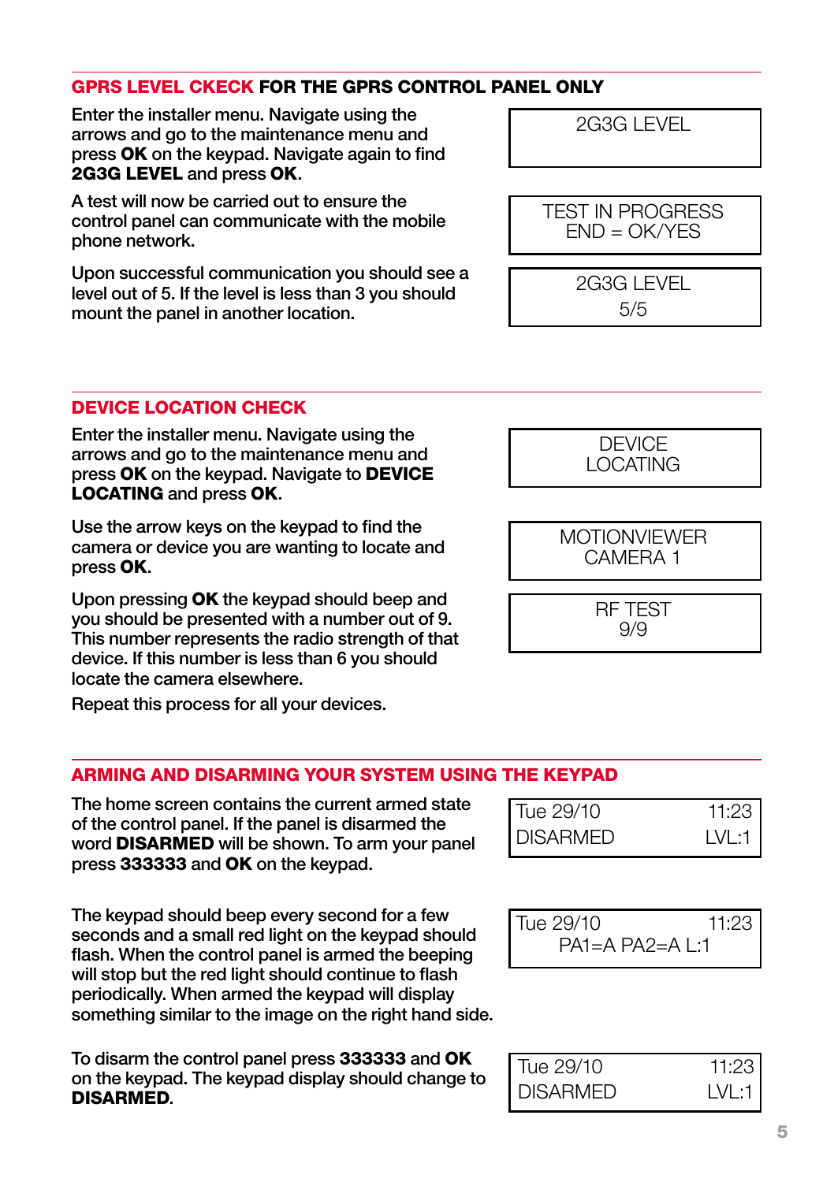## GPRS LEVEL CKECK FOR THE GPRS CONTROL PANEL ONLY

Enter the installer menu. Navigate using the arrows and go to the maintenance menu and press **OK** on the keypad. Navigate again to find **2G3G LEVEL** and press **OK**.

```
2G3G LEVEL
```

A test will now be carried out to ensure the control panel can communicate with the mobile phone network.

```
TEST IN PROGRESS
END = OK/YES
```

Upon successful communication you should see a level out of 5. If the level is less than 3 you should mount the panel in another location.

```
2G3G LEVEL
5/5
```

## DEVICE LOCATION CHECK

Enter the installer menu. Navigate using the arrows and go to the maintenance menu and press **OK** on the keypad. Navigate to **DEVICE LOCATING** and press **OK**.

```
DEVICE
LOCATING
```

Use the arrow keys on the keypad to find the camera or device you are wanting to locate and press **OK**.

```
MOTIONVIEWER
CAMERA 1
```

Upon pressing **OK** the keypad should beep and you should be presented with a number out of 9. This number represents the radio strength of that device. If this number is less than 6 you should locate the camera elsewhere.

```
RF TEST
9/9
```

Repeat this process for all your devices.

## ARMING AND DISARMING YOUR SYSTEM USING THE KEYPAD

The home screen contains the current armed state of the control panel. If the panel is disarmed the word **DISARMED** will be shown. To arm your panel press **333333** and **OK** on the keypad.

```
Tue 29/10        11:23
DISARMED         LVL:1
```

The keypad should beep every second for a few seconds and a small red light on the keypad should flash. When the control panel is armed the beeping will stop but the red light should continue to flash periodically. When armed the keypad will display something similar to the image on the right hand side.

```
Tue 29/10        11:23
   PA1=A PA2=A L:1
```

To disarm the control panel press **333333** and **OK** on the keypad. The keypad display should change to **DISARMED**.

```
Tue 29/10        11:23
DISARMED         LVL:1
```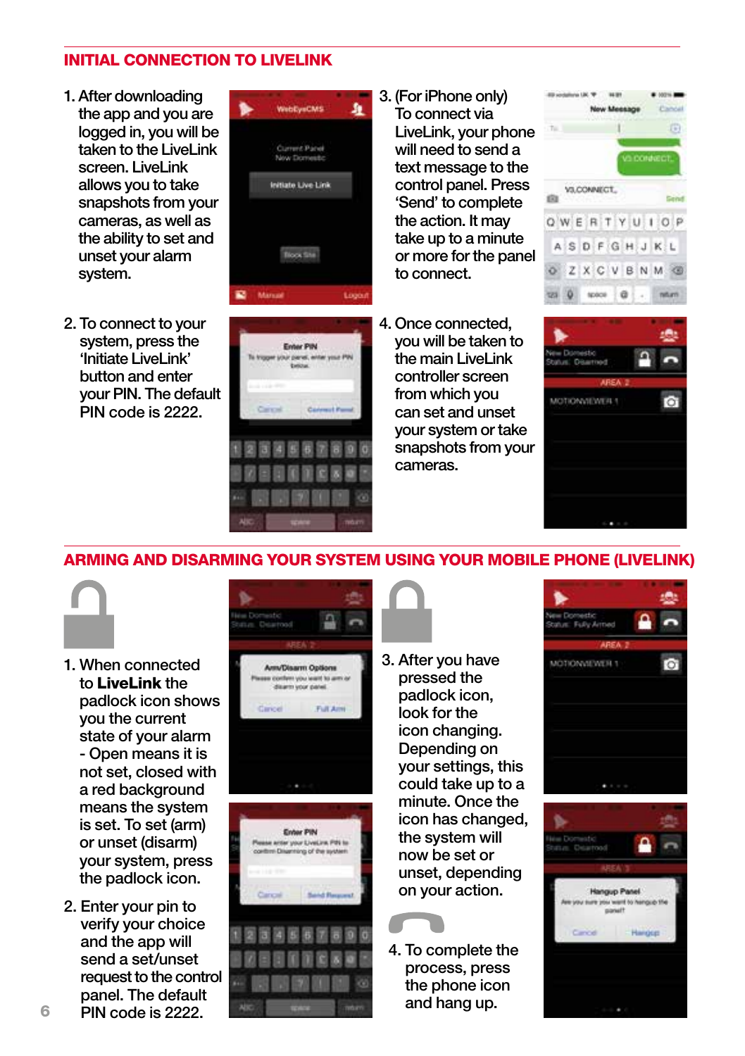## INITIAL CONNECTION TO LIVELINK

1. After downloading the app and you are logged in, you will be taken to the LiveLink screen. LiveLink allows you to take snapshots from your cameras, as well as the ability to set and unset your alarm system.

2. To connect to your system, press the 'Initiate LiveLink' button and enter your PIN. The default PIN code is 2222.

3. (For iPhone only) To connect via LiveLink, your phone will need to send a text message to the control panel. Press 'Send' to complete the action. It may take up to a minute or more for the panel to connect.

4. Once connected, you will be taken to the main LiveLink controller screen from which you can set and unset your system or take snapshots from your cameras.

## ARMING AND DISARMING YOUR SYSTEM USING YOUR MOBILE PHONE (LIVELINK)

1. When connected to **LiveLink** the padlock icon shows you the current state of your alarm - Open means it is not set, closed with a red background means the system is set. To set (arm) or unset (disarm) your system, press the padlock icon.

2. Enter your pin to verify your choice and the app will send a set/unset request to the control panel. The default PIN code is 2222.

3. After you have pressed the padlock icon, look for the icon changing. Depending on your settings, this could take up to a minute. Once the icon has changed, the system will now be set or unset, depending on your action.

4. To complete the process, press the phone icon and hang up.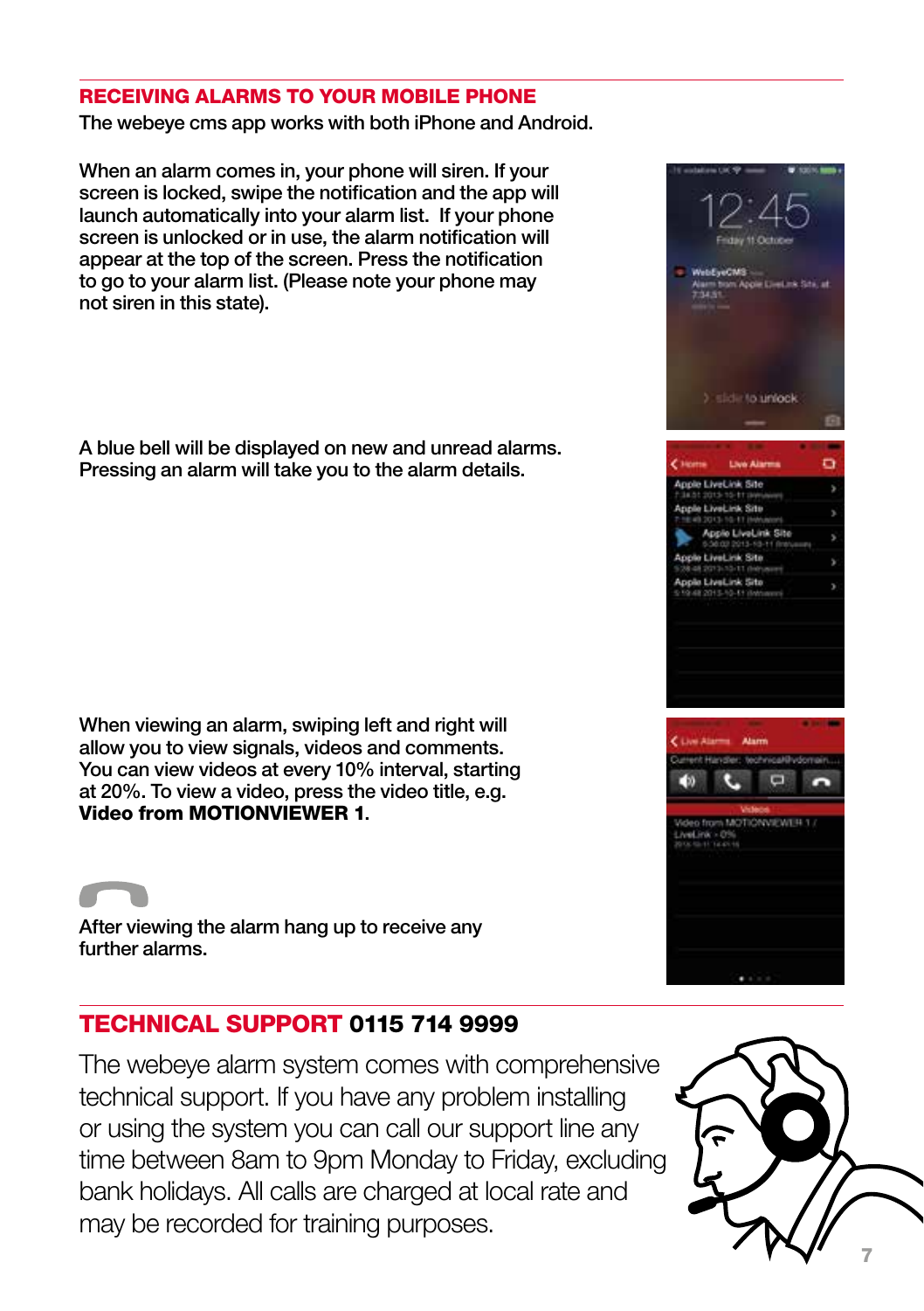## RECEIVING ALARMS TO YOUR MOBILE PHONE

The webeye cms app works with both iPhone and Android.

When an alarm comes in, your phone will siren. If your screen is locked, swipe the notification and the app will launch automatically into your alarm list. If your phone screen is unlocked or in use, the alarm notification will appear at the top of the screen. Press the notification to go to your alarm list. (Please note your phone may not siren in this state).

A blue bell will be displayed on new and unread alarms. Pressing an alarm will take you to the alarm details.

When viewing an alarm, swiping left and right will allow you to view signals, videos and comments. You can view videos at every 10% interval, starting at 20%. To view a video, press the video title, e.g. **Video from MOTIONVIEWER 1**.

After viewing the alarm hang up to receive any further alarms.

## TECHNICAL SUPPORT 0115 714 9999

The webeye alarm system comes with comprehensive technical support. If you have any problem installing or using the system you can call our support line any time between 8am to 9pm Monday to Friday, excluding bank holidays. All calls are charged at local rate and may be recorded for training purposes.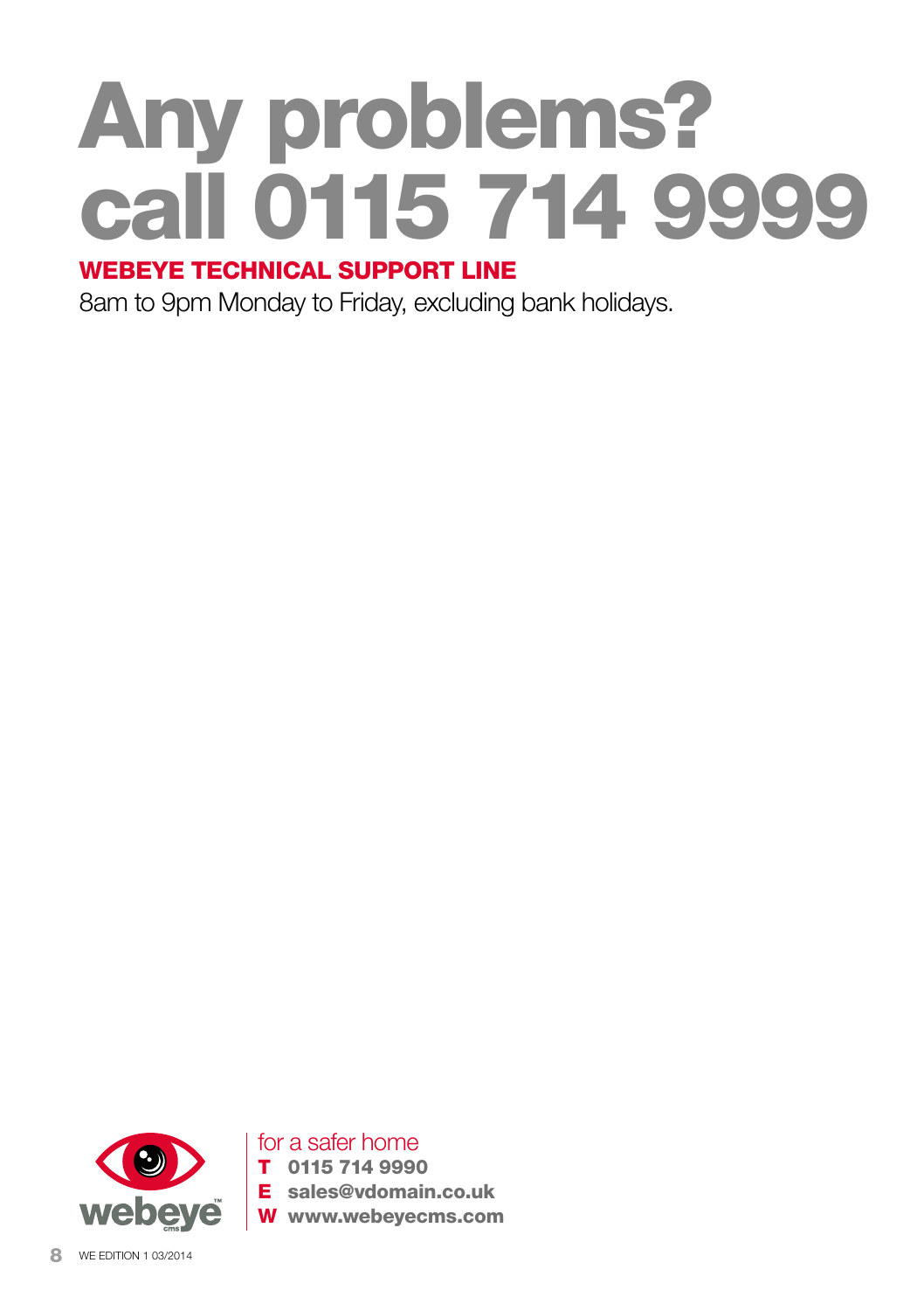# Any problems? call 0115 714 9999

**WEBEYE TECHNICAL SUPPORT LINE**

8am to 9pm Monday to Friday, excluding bank holidays.

webeye cms

for a safer home

**T** 0115 714 9990

**E** sales@vdomain.co.uk

**W** www.webeyecms.com

WE EDITION 1 03/2014